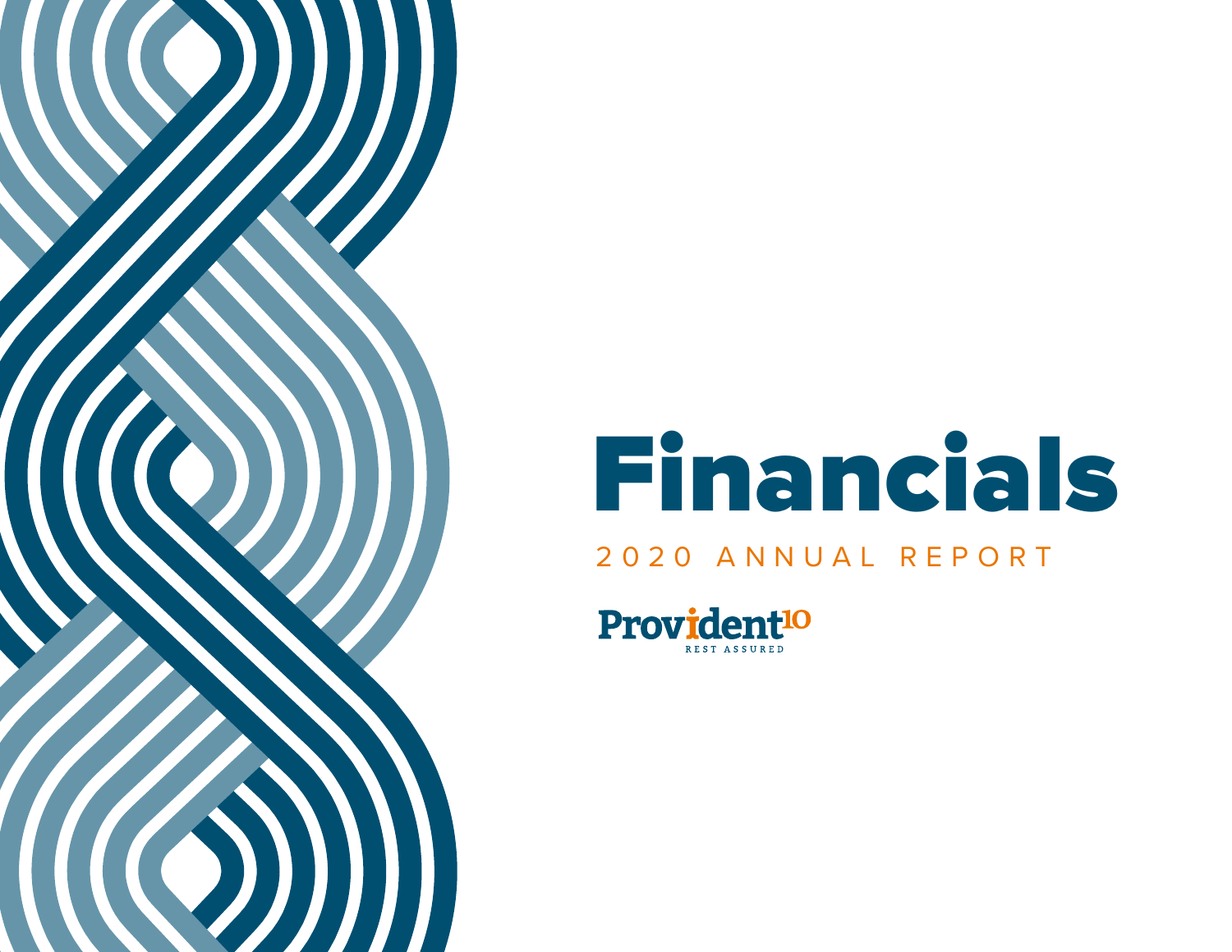# Financials

2020 ANNUAL REPORT

Provident[10]

REST ASSURED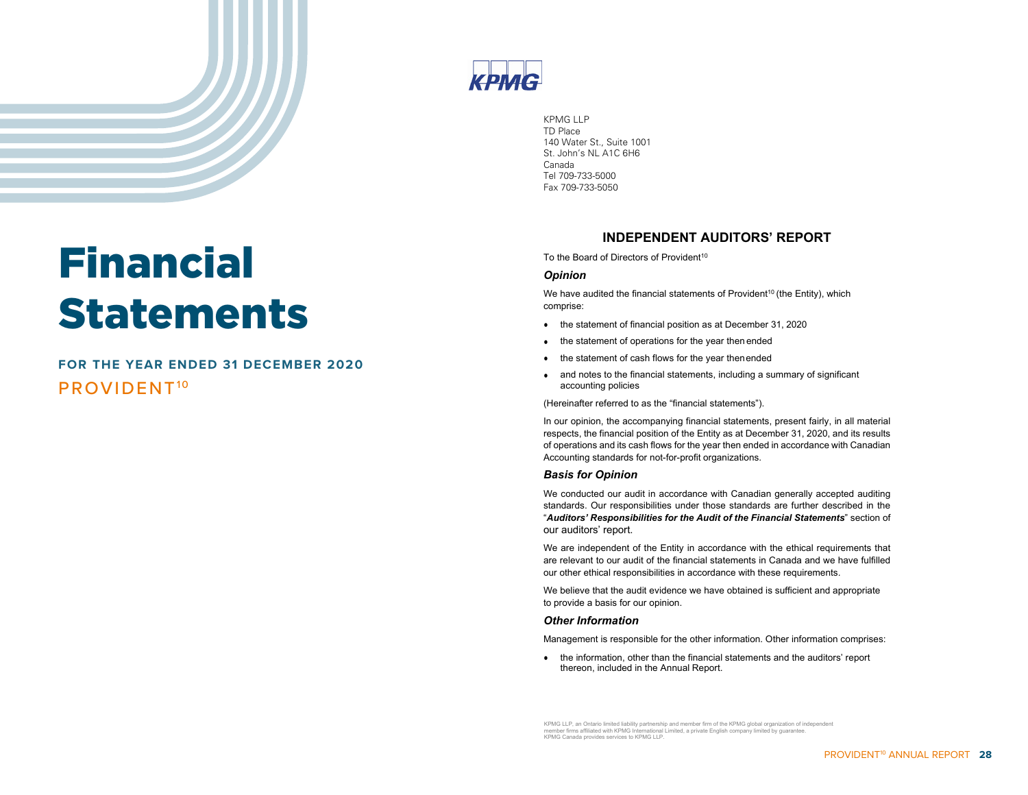# Financial Statements

**FOR THE YEAR ENDED 31 DECEMBER 2020**

PROVIDENT[10]

KPMG

KPMG LLP
TD Place
140 Water St., Suite 1001
St. John's NL A1C 6H6
Canada
Tel 709-733-5000
Fax 709-733-5050

## INDEPENDENT AUDITORS' REPORT

To the Board of Directors of Provident[10]

### *Opinion*

We have audited the financial statements of Provident[10] (the Entity), which comprise:

- the statement of financial position as at December 31, 2020
- the statement of operations for the year then ended
- the statement of cash flows for the year then ended
- and notes to the financial statements, including a summary of significant accounting policies

(Hereinafter referred to as the "financial statements").

In our opinion, the accompanying financial statements, present fairly, in all material respects, the financial position of the Entity as at December 31, 2020, and its results of operations and its cash flows for the year then ended in accordance with Canadian Accounting standards for not-for-profit organizations.

### *Basis for Opinion*

We conducted our audit in accordance with Canadian generally accepted auditing standards. Our responsibilities under those standards are further described in the "***Auditors' Responsibilities for the Audit of the Financial Statements***" section of our auditors' report.

We are independent of the Entity in accordance with the ethical requirements that are relevant to our audit of the financial statements in Canada and we have fulfilled our other ethical responsibilities in accordance with these requirements.

We believe that the audit evidence we have obtained is sufficient and appropriate to provide a basis for our opinion.

### *Other Information*

Management is responsible for the other information. Other information comprises:

- the information, other than the financial statements and the auditors' report thereon, included in the Annual Report.

KPMG LLP, an Ontario limited liability partnership and member firm of the KPMG global organization of independent member firms affiliated with KPMG International Limited, a private English company limited by guarantee. KPMG Canada provides services to KPMG LLP.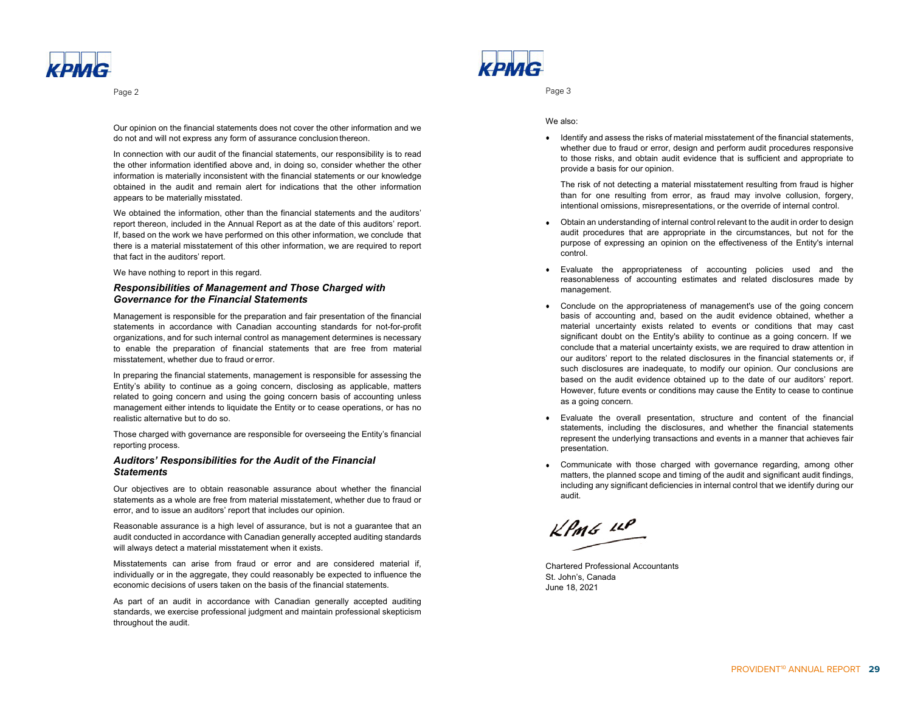Our opinion on the financial statements does not cover the other information and we do not and will not express any form of assurance conclusion thereon.

In connection with our audit of the financial statements, our responsibility is to read the other information identified above and, in doing so, consider whether the other information is materially inconsistent with the financial statements or our knowledge obtained in the audit and remain alert for indications that the other information appears to be materially misstated.

We obtained the information, other than the financial statements and the auditors' report thereon, included in the Annual Report as at the date of this auditors' report. If, based on the work we have performed on this other information, we conclude that there is a material misstatement of this other information, we are required to report that fact in the auditors' report.

We have nothing to report in this regard.

### *Responsibilities of Management and Those Charged with Governance for the Financial Statements*

Management is responsible for the preparation and fair presentation of the financial statements in accordance with Canadian accounting standards for not-for-profit organizations, and for such internal control as management determines is necessary to enable the preparation of financial statements that are free from material misstatement, whether due to fraud or error.

In preparing the financial statements, management is responsible for assessing the Entity's ability to continue as a going concern, disclosing as applicable, matters related to going concern and using the going concern basis of accounting unless management either intends to liquidate the Entity or to cease operations, or has no realistic alternative but to do so.

Those charged with governance are responsible for overseeing the Entity's financial reporting process.

### *Auditors' Responsibilities for the Audit of the Financial Statements*

Our objectives are to obtain reasonable assurance about whether the financial statements as a whole are free from material misstatement, whether due to fraud or error, and to issue an auditors' report that includes our opinion.

Reasonable assurance is a high level of assurance, but is not a guarantee that an audit conducted in accordance with Canadian generally accepted auditing standards will always detect a material misstatement when it exists.

Misstatements can arise from fraud or error and are considered material if, individually or in the aggregate, they could reasonably be expected to influence the economic decisions of users taken on the basis of the financial statements.

As part of an audit in accordance with Canadian generally accepted auditing standards, we exercise professional judgment and maintain professional skepticism throughout the audit.

We also:

- Identify and assess the risks of material misstatement of the financial statements, whether due to fraud or error, design and perform audit procedures responsive to those risks, and obtain audit evidence that is sufficient and appropriate to provide a basis for our opinion.

  The risk of not detecting a material misstatement resulting from fraud is higher than for one resulting from error, as fraud may involve collusion, forgery, intentional omissions, misrepresentations, or the override of internal control.

- Obtain an understanding of internal control relevant to the audit in order to design audit procedures that are appropriate in the circumstances, but not for the purpose of expressing an opinion on the effectiveness of the Entity's internal control.

- Evaluate the appropriateness of accounting policies used and the reasonableness of accounting estimates and related disclosures made by management.

- Conclude on the appropriateness of management's use of the going concern basis of accounting and, based on the audit evidence obtained, whether a material uncertainty exists related to events or conditions that may cast significant doubt on the Entity's ability to continue as a going concern. If we conclude that a material uncertainty exists, we are required to draw attention in our auditors' report to the related disclosures in the financial statements or, if such disclosures are inadequate, to modify our opinion. Our conclusions are based on the audit evidence obtained up to the date of our auditors' report. However, future events or conditions may cause the Entity to cease to continue as a going concern.

- Evaluate the overall presentation, structure and content of the financial statements, including the disclosures, and whether the financial statements represent the underlying transactions and events in a manner that achieves fair presentation.

- Communicate with those charged with governance regarding, among other matters, the planned scope and timing of the audit and significant audit findings, including any significant deficiencies in internal control that we identify during our audit.

KPMG LLP

Chartered Professional Accountants
St. John's, Canada
June 18, 2021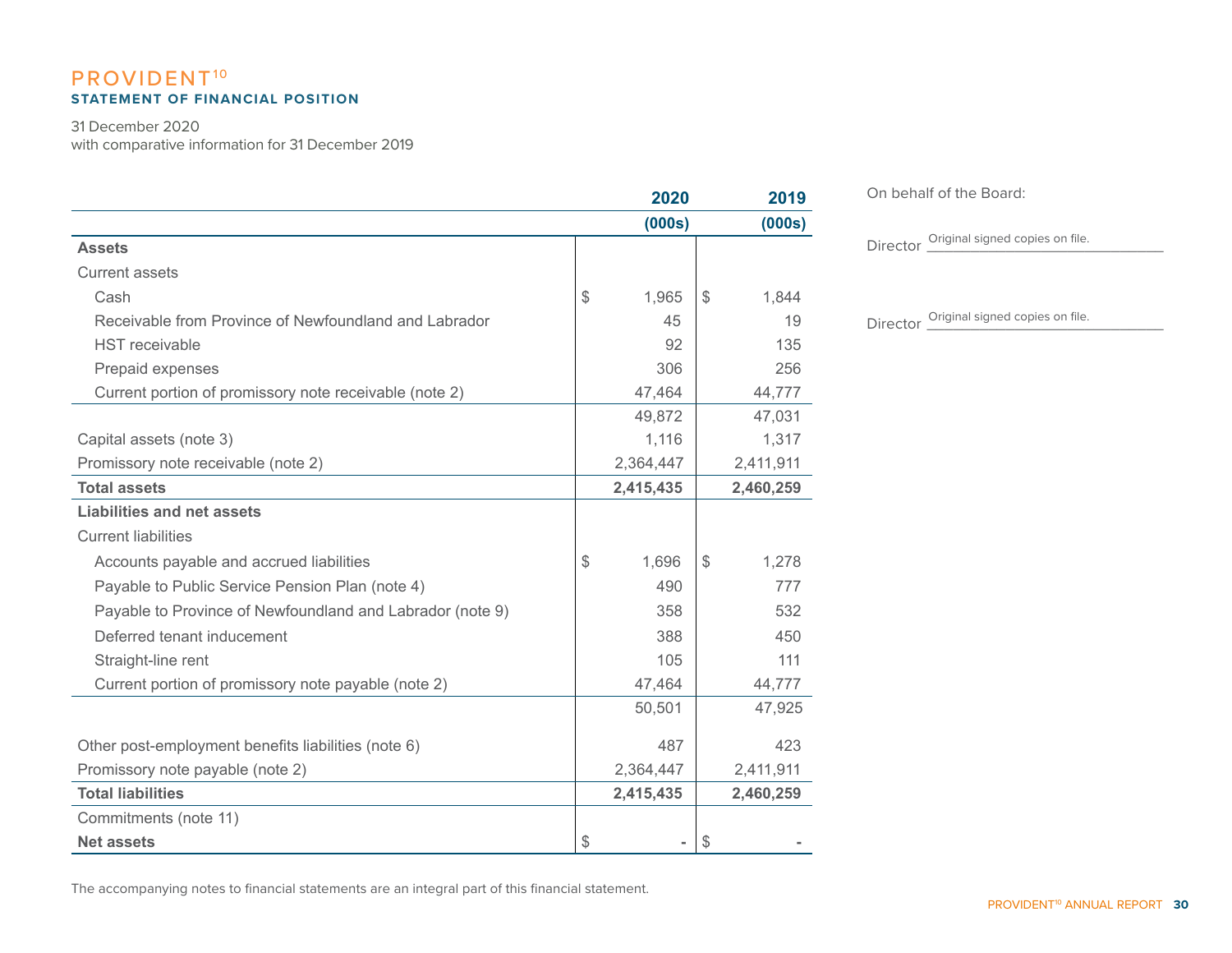# PROVIDENT[10]

## STATEMENT OF FINANCIAL POSITION

31 December 2020
with comparative information for 31 December 2019

| | 2020 | 2019 |
|---|---|---|
| | (000s) | (000s) |
| **Assets** | | |
| Current assets | | |
| Cash | $ 1,965 | $ 1,844 |
| Receivable from Province of Newfoundland and Labrador | 45 | 19 |
| HST receivable | 92 | 135 |
| Prepaid expenses | 306 | 256 |
| Current portion of promissory note receivable (note 2) | 47,464 | 44,777 |
| | 49,872 | 47,031 |
| Capital assets (note 3) | 1,116 | 1,317 |
| Promissory note receivable (note 2) | 2,364,447 | 2,411,911 |
| **Total assets** | **2,415,435** | **2,460,259** |
| **Liabilities and net assets** | | |
| Current liabilities | | |
| Accounts payable and accrued liabilities | $ 1,696 | $ 1,278 |
| Payable to Public Service Pension Plan (note 4) | 490 | 777 |
| Payable to Province of Newfoundland and Labrador (note 9) | 358 | 532 |
| Deferred tenant inducement | 388 | 450 |
| Straight-line rent | 105 | 111 |
| Current portion of promissory note payable (note 2) | 47,464 | 44,777 |
| | 50,501 | 47,925 |
| Other post-employment benefits liabilities (note 6) | 487 | 423 |
| Promissory note payable (note 2) | 2,364,447 | 2,411,911 |
| **Total liabilities** | **2,415,435** | **2,460,259** |
| Commitments (note 11) | | |
| **Net assets** | $ - | $ - |

On behalf of the Board:

Director Original signed copies on file.

Director Original signed copies on file.

The accompanying notes to financial statements are an integral part of this financial statement.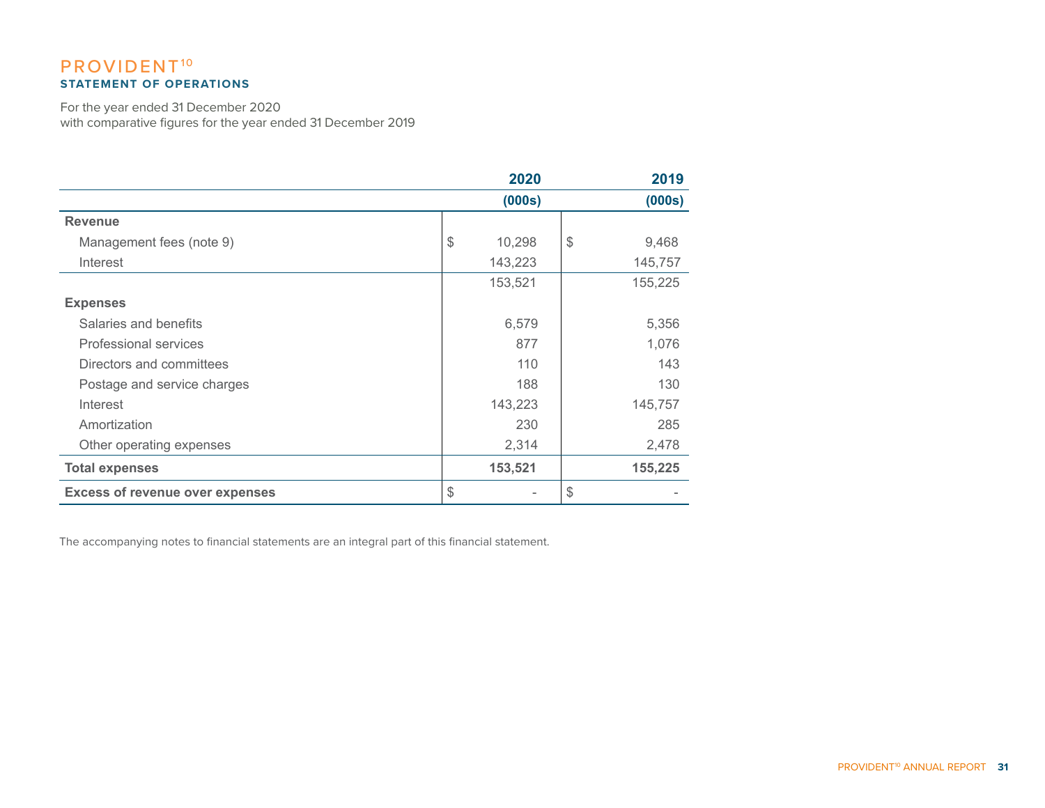# PROVIDENT[10]

## STATEMENT OF OPERATIONS

For the year ended 31 December 2020
with comparative figures for the year ended 31 December 2019

| | 2020 (000s) | 2019 (000s) |
|---|---|---|
| **Revenue** | | |
| Management fees (note 9) | $ 10,298 | $ 9,468 |
| Interest | 143,223 | 145,757 |
| | 153,521 | 155,225 |
| **Expenses** | | |
| Salaries and benefits | 6,579 | 5,356 |
| Professional services | 877 | 1,076 |
| Directors and committees | 110 | 143 |
| Postage and service charges | 188 | 130 |
| Interest | 143,223 | 145,757 |
| Amortization | 230 | 285 |
| Other operating expenses | 2,314 | 2,478 |
| **Total expenses** | **153,521** | **155,225** |
| **Excess of revenue over expenses** | $ - | $ - |

The accompanying notes to financial statements are an integral part of this financial statement.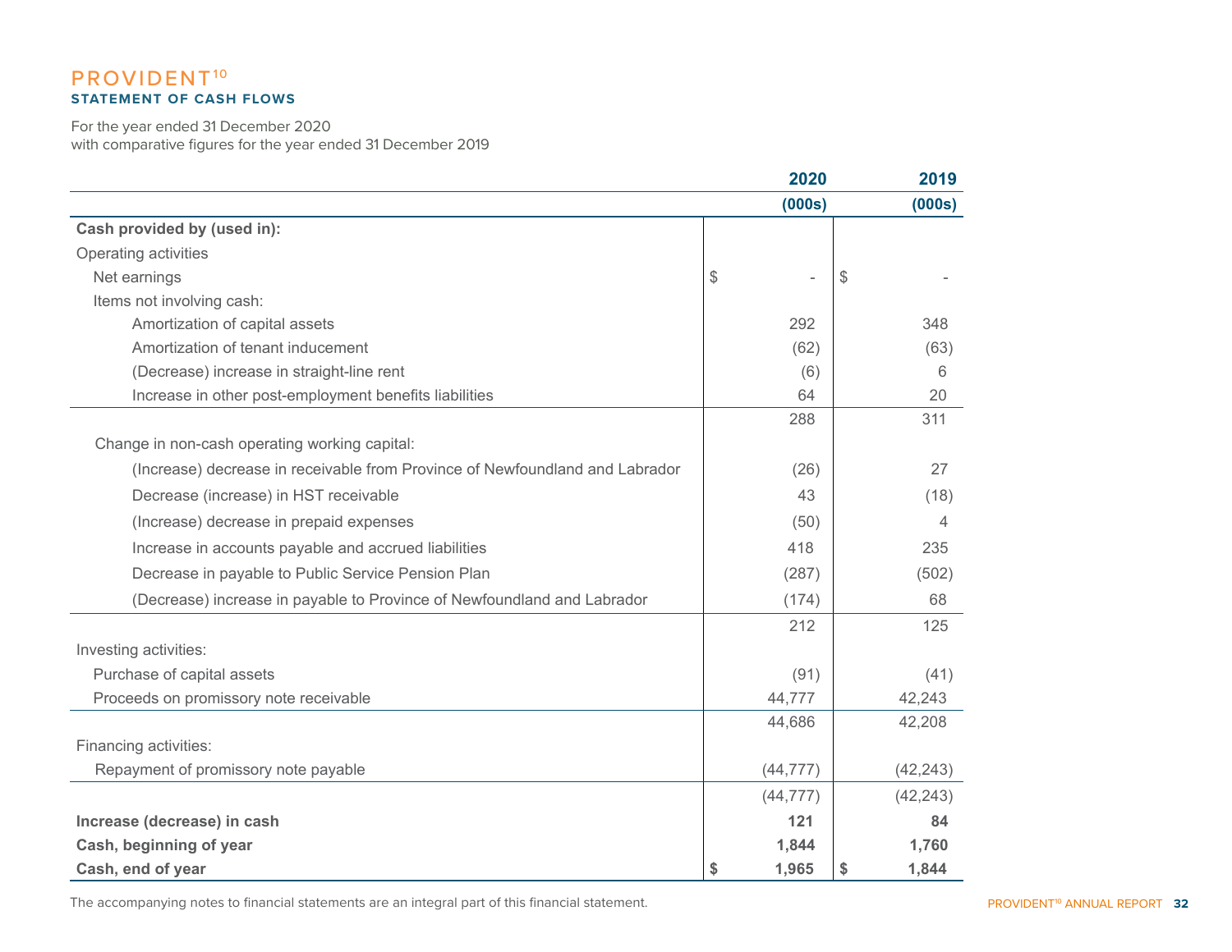# PROVIDENT[10]

## STATEMENT OF CASH FLOWS

For the year ended 31 December 2020
with comparative figures for the year ended 31 December 2019

| | 2020 (000s) | 2019 (000s) |
|---|---|---|
| **Cash provided by (used in):** | | |
| Operating activities | | |
| Net earnings | $ - | $ - |
| Items not involving cash: | | |
| Amortization of capital assets | 292 | 348 |
| Amortization of tenant inducement | (62) | (63) |
| (Decrease) increase in straight-line rent | (6) | 6 |
| Increase in other post-employment benefits liabilities | 64 | 20 |
| | 288 | 311 |
| Change in non-cash operating working capital: | | |
| (Increase) decrease in receivable from Province of Newfoundland and Labrador | (26) | 27 |
| Decrease (increase) in HST receivable | 43 | (18) |
| (Increase) decrease in prepaid expenses | (50) | 4 |
| Increase in accounts payable and accrued liabilities | 418 | 235 |
| Decrease in payable to Public Service Pension Plan | (287) | (502) |
| (Decrease) increase in payable to Province of Newfoundland and Labrador | (174) | 68 |
| | 212 | 125 |
| Investing activities: | | |
| Purchase of capital assets | (91) | (41) |
| Proceeds on promissory note receivable | 44,777 | 42,243 |
| | 44,686 | 42,208 |
| Financing activities: | | |
| Repayment of promissory note payable | (44,777) | (42,243) |
| | (44,777) | (42,243) |
| **Increase (decrease) in cash** | **121** | **84** |
| **Cash, beginning of year** | **1,844** | **1,760** |
| **Cash, end of year** | **$ 1,965** | **$ 1,844** |

The accompanying notes to financial statements are an integral part of this financial statement.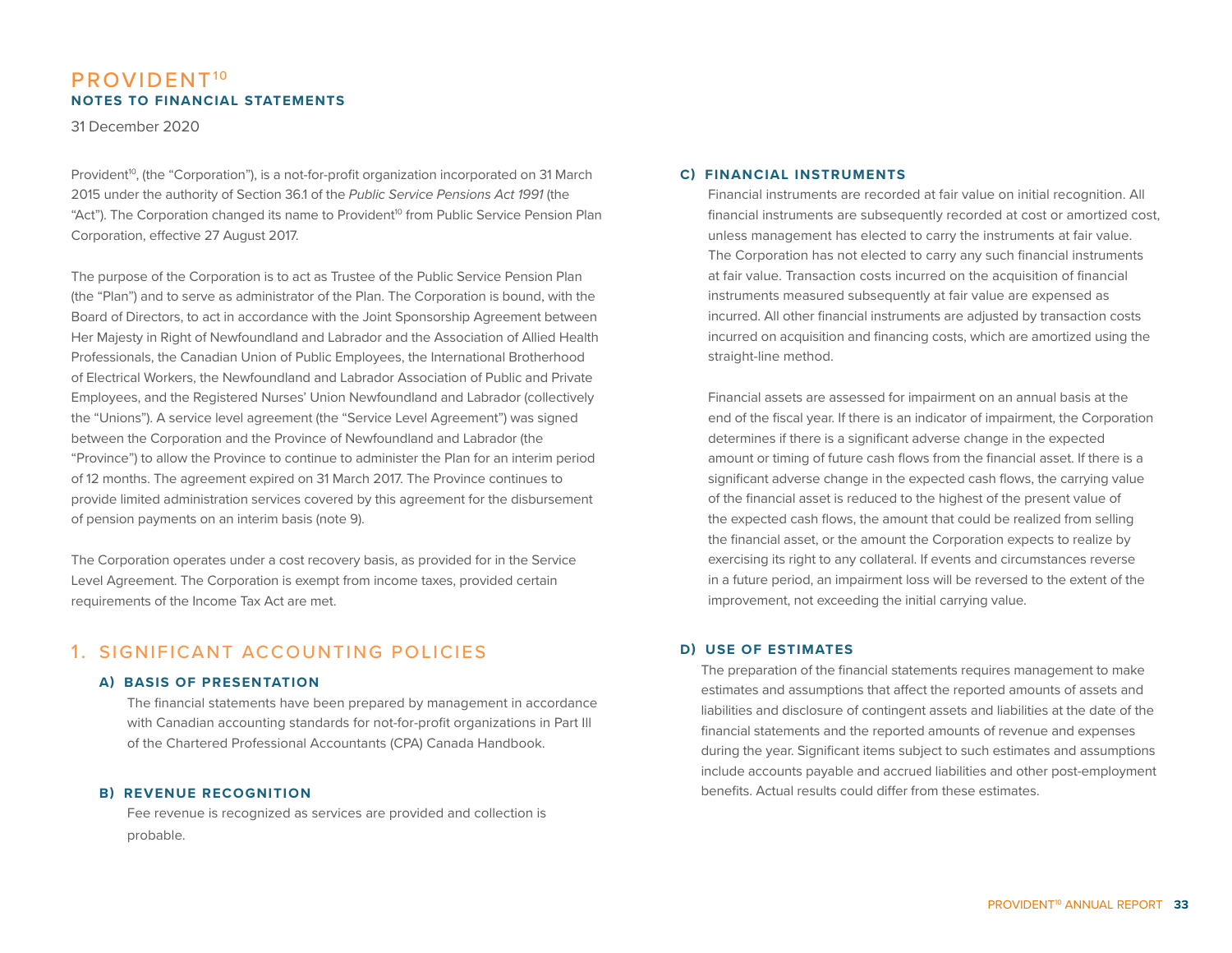# PROVIDENT[10]

## NOTES TO FINANCIAL STATEMENTS

31 December 2020

Provident[10], (the "Corporation"), is a not-for-profit organization incorporated on 31 March 2015 under the authority of Section 36.1 of the *Public Service Pensions Act 1991* (the "Act"). The Corporation changed its name to Provident[10] from Public Service Pension Plan Corporation, effective 27 August 2017.

The purpose of the Corporation is to act as Trustee of the Public Service Pension Plan (the "Plan") and to serve as administrator of the Plan. The Corporation is bound, with the Board of Directors, to act in accordance with the Joint Sponsorship Agreement between Her Majesty in Right of Newfoundland and Labrador and the Association of Allied Health Professionals, the Canadian Union of Public Employees, the International Brotherhood of Electrical Workers, the Newfoundland and Labrador Association of Public and Private Employees, and the Registered Nurses' Union Newfoundland and Labrador (collectively the "Unions"). A service level agreement (the "Service Level Agreement") was signed between the Corporation and the Province of Newfoundland and Labrador (the "Province") to allow the Province to continue to administer the Plan for an interim period of 12 months. The agreement expired on 31 March 2017. The Province continues to provide limited administration services covered by this agreement for the disbursement of pension payments on an interim basis (note 9).

The Corporation operates under a cost recovery basis, as provided for in the Service Level Agreement. The Corporation is exempt from income taxes, provided certain requirements of the Income Tax Act are met.

## 1. SIGNIFICANT ACCOUNTING POLICIES

### A) BASIS OF PRESENTATION

The financial statements have been prepared by management in accordance with Canadian accounting standards for not-for-profit organizations in Part III of the Chartered Professional Accountants (CPA) Canada Handbook.

### B) REVENUE RECOGNITION

Fee revenue is recognized as services are provided and collection is probable.

### C) FINANCIAL INSTRUMENTS

Financial instruments are recorded at fair value on initial recognition. All financial instruments are subsequently recorded at cost or amortized cost, unless management has elected to carry the instruments at fair value. The Corporation has not elected to carry any such financial instruments at fair value. Transaction costs incurred on the acquisition of financial instruments measured subsequently at fair value are expensed as incurred. All other financial instruments are adjusted by transaction costs incurred on acquisition and financing costs, which are amortized using the straight-line method.

Financial assets are assessed for impairment on an annual basis at the end of the fiscal year. If there is an indicator of impairment, the Corporation determines if there is a significant adverse change in the expected amount or timing of future cash flows from the financial asset. If there is a significant adverse change in the expected cash flows, the carrying value of the financial asset is reduced to the highest of the present value of the expected cash flows, the amount that could be realized from selling the financial asset, or the amount the Corporation expects to realize by exercising its right to any collateral. If events and circumstances reverse in a future period, an impairment loss will be reversed to the extent of the improvement, not exceeding the initial carrying value.

### D) USE OF ESTIMATES

The preparation of the financial statements requires management to make estimates and assumptions that affect the reported amounts of assets and liabilities and disclosure of contingent assets and liabilities at the date of the financial statements and the reported amounts of revenue and expenses during the year. Significant items subject to such estimates and assumptions include accounts payable and accrued liabilities and other post-employment benefits. Actual results could differ from these estimates.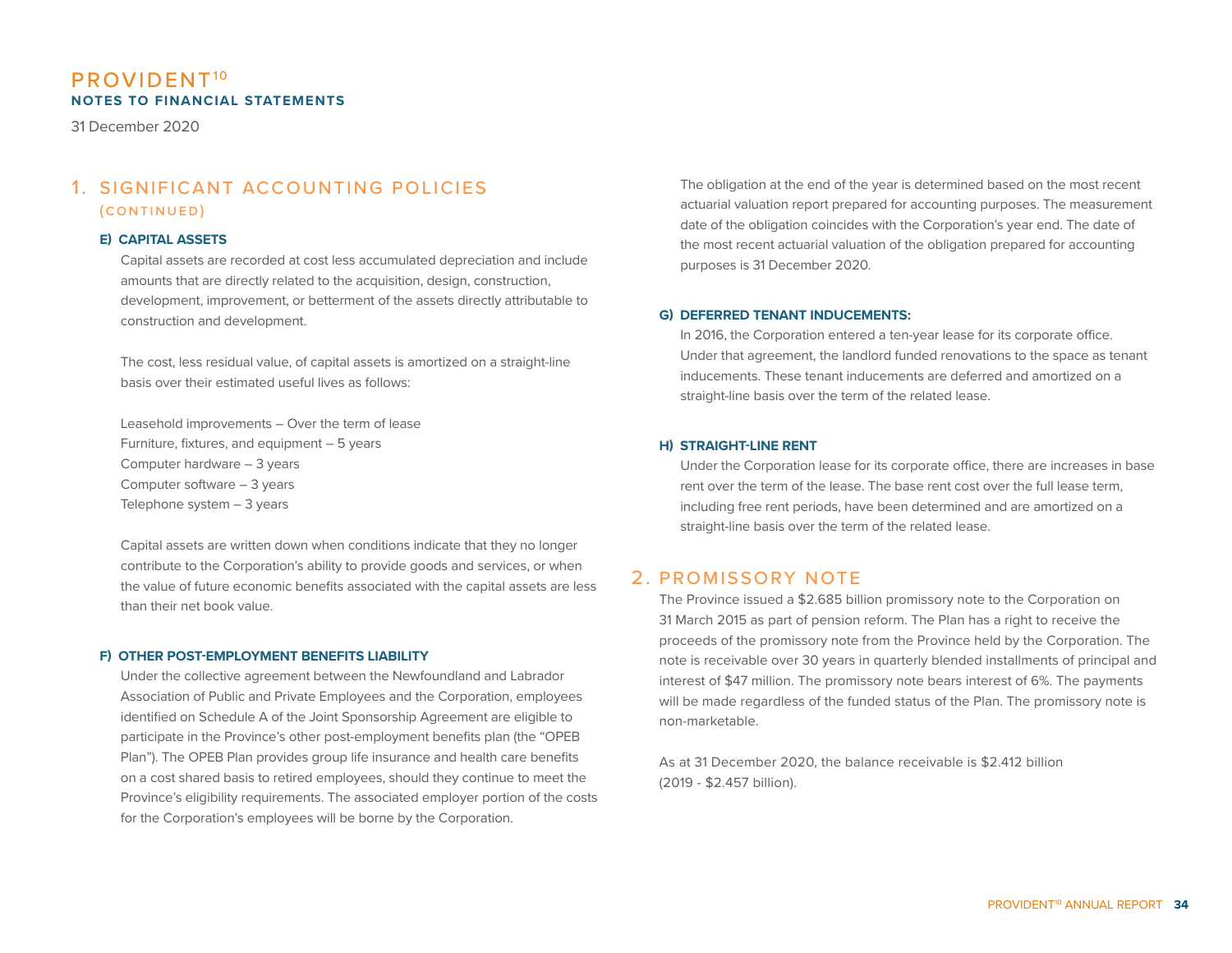# PROVIDENT[10]
**NOTES TO FINANCIAL STATEMENTS**

31 December 2020

## 1. SIGNIFICANT ACCOUNTING POLICIES (CONTINUED)

### E) CAPITAL ASSETS

Capital assets are recorded at cost less accumulated depreciation and include amounts that are directly related to the acquisition, design, construction, development, improvement, or betterment of the assets directly attributable to construction and development.

The cost, less residual value, of capital assets is amortized on a straight-line basis over their estimated useful lives as follows:

Leasehold improvements – Over the term of lease
Furniture, fixtures, and equipment – 5 years
Computer hardware – 3 years
Computer software – 3 years
Telephone system – 3 years

Capital assets are written down when conditions indicate that they no longer contribute to the Corporation's ability to provide goods and services, or when the value of future economic benefits associated with the capital assets are less than their net book value.

### F) OTHER POST-EMPLOYMENT BENEFITS LIABILITY

Under the collective agreement between the Newfoundland and Labrador Association of Public and Private Employees and the Corporation, employees identified on Schedule A of the Joint Sponsorship Agreement are eligible to participate in the Province's other post-employment benefits plan (the "OPEB Plan"). The OPEB Plan provides group life insurance and health care benefits on a cost shared basis to retired employees, should they continue to meet the Province's eligibility requirements. The associated employer portion of the costs for the Corporation's employees will be borne by the Corporation.

The obligation at the end of the year is determined based on the most recent actuarial valuation report prepared for accounting purposes. The measurement date of the obligation coincides with the Corporation's year end. The date of the most recent actuarial valuation of the obligation prepared for accounting purposes is 31 December 2020.

### G) DEFERRED TENANT INDUCEMENTS:

In 2016, the Corporation entered a ten-year lease for its corporate office. Under that agreement, the landlord funded renovations to the space as tenant inducements. These tenant inducements are deferred and amortized on a straight-line basis over the term of the related lease.

### H) STRAIGHT-LINE RENT

Under the Corporation lease for its corporate office, there are increases in base rent over the term of the lease. The base rent cost over the full lease term, including free rent periods, have been determined and are amortized on a straight-line basis over the term of the related lease.

## 2. PROMISSORY NOTE

The Province issued a $2.685 billion promissory note to the Corporation on 31 March 2015 as part of pension reform. The Plan has a right to receive the proceeds of the promissory note from the Province held by the Corporation. The note is receivable over 30 years in quarterly blended installments of principal and interest of $47 million. The promissory note bears interest of 6%. The payments will be made regardless of the funded status of the Plan. The promissory note is non-marketable.

As at 31 December 2020, the balance receivable is $2.412 billion (2019 - $2.457 billion).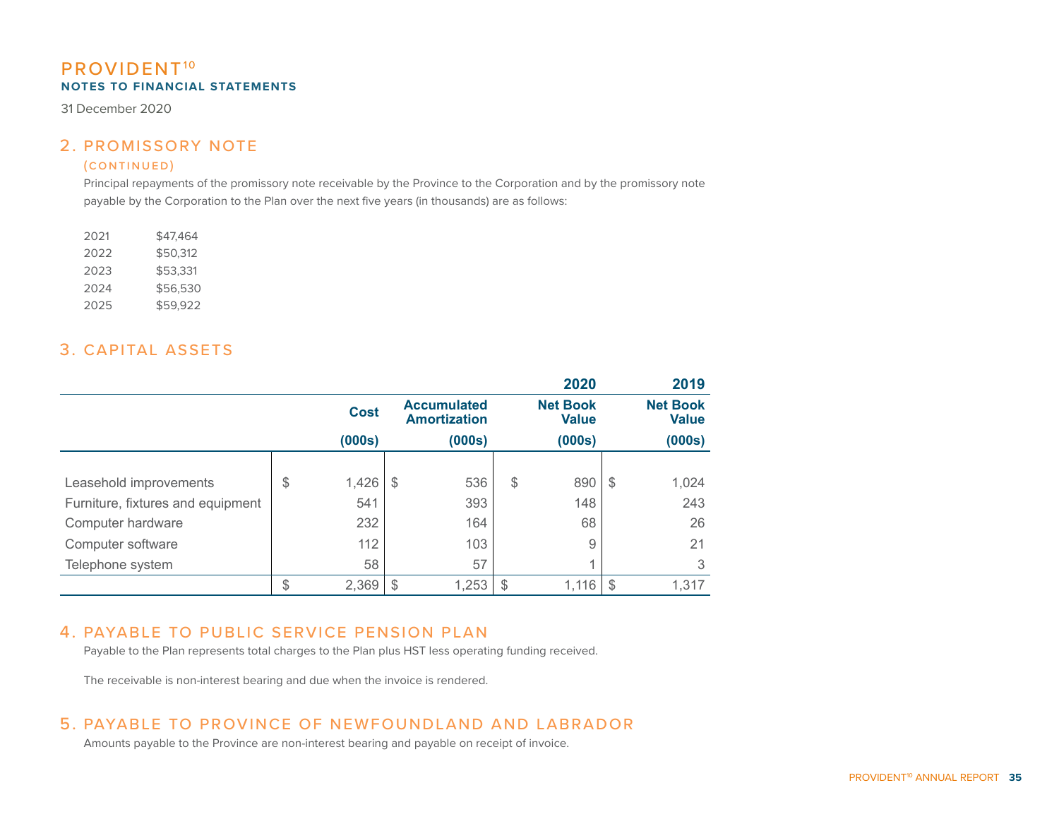# PROVIDENT[10]

**NOTES TO FINANCIAL STATEMENTS**

31 December 2020

## 2. PROMISSORY NOTE

### (CONTINUED)

Principal repayments of the promissory note receivable by the Province to the Corporation and by the promissory note payable by the Corporation to the Plan over the next five years (in thousands) are as follows:

| | |
|---|---|
| 2021 | $47,464 |
| 2022 | $50,312 |
| 2023 | $53,331 |
| 2024 | $56,530 |
| 2025 | $59,922 |

## 3. CAPITAL ASSETS

| | | | 2020 | 2019 |
|---|---|---|---|---|
| | Cost (000s) | Accumulated Amortization (000s) | Net Book Value (000s) | Net Book Value (000s) |
| Leasehold improvements | $ 1,426 | $ 536 | $ 890 | $ 1,024 |
| Furniture, fixtures and equipment | 541 | 393 | 148 | 243 |
| Computer hardware | 232 | 164 | 68 | 26 |
| Computer software | 112 | 103 | 9 | 21 |
| Telephone system | 58 | 57 | 1 | 3 |
| | $ 2,369 | $ 1,253 | $ 1,116 | $ 1,317 |

## 4. PAYABLE TO PUBLIC SERVICE PENSION PLAN

Payable to the Plan represents total charges to the Plan plus HST less operating funding received.

The receivable is non-interest bearing and due when the invoice is rendered.

## 5. PAYABLE TO PROVINCE OF NEWFOUNDLAND AND LABRADOR

Amounts payable to the Province are non-interest bearing and payable on receipt of invoice.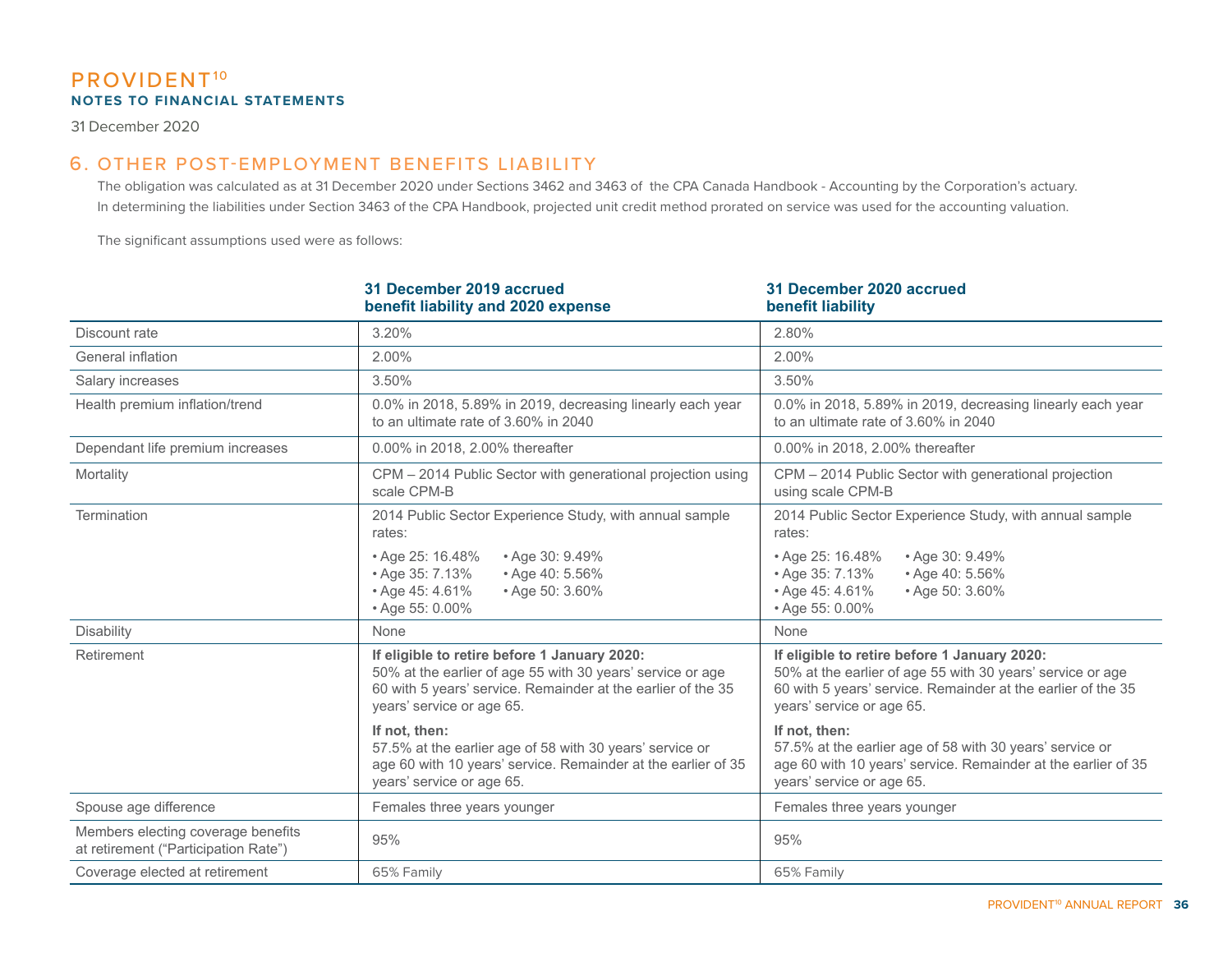## 6. OTHER POST-EMPLOYMENT BENEFITS LIABILITY

The obligation was calculated as at 31 December 2020 under Sections 3462 and 3463 of the CPA Canada Handbook - Accounting by the Corporation's actuary. In determining the liabilities under Section 3463 of the CPA Handbook, projected unit credit method prorated on service was used for the accounting valuation.

The significant assumptions used were as follows:

| | 31 December 2019 accrued benefit liability and 2020 expense | 31 December 2020 accrued benefit liability |
|---|---|---|
| Discount rate | 3.20% | 2.80% |
| General inflation | 2.00% | 2.00% |
| Salary increases | 3.50% | 3.50% |
| Health premium inflation/trend | 0.0% in 2018, 5.89% in 2019, decreasing linearly each year to an ultimate rate of 3.60% in 2040 | 0.0% in 2018, 5.89% in 2019, decreasing linearly each year to an ultimate rate of 3.60% in 2040 |
| Dependant life premium increases | 0.00% in 2018, 2.00% thereafter | 0.00% in 2018, 2.00% thereafter |
| Mortality | CPM – 2014 Public Sector with generational projection using scale CPM-B | CPM – 2014 Public Sector with generational projection using scale CPM-B |
| Termination | 2014 Public Sector Experience Study, with annual sample rates: • Age 25: 16.48% • Age 30: 9.49% • Age 35: 7.13% • Age 40: 5.56% • Age 45: 4.61% • Age 50: 3.60% • Age 55: 0.00% | 2014 Public Sector Experience Study, with annual sample rates: • Age 25: 16.48% • Age 30: 9.49% • Age 35: 7.13% • Age 40: 5.56% • Age 45: 4.61% • Age 50: 3.60% • Age 55: 0.00% |
| Disability | None | None |
| Retirement | **If eligible to retire before 1 January 2020:** 50% at the earlier of age 55 with 30 years' service or age 60 with 5 years' service. Remainder at the earlier of the 35 years' service or age 65. **If not, then:** 57.5% at the earlier age of 58 with 30 years' service or age 60 with 10 years' service. Remainder at the earlier of 35 years' service or age 65. | **If eligible to retire before 1 January 2020:** 50% at the earlier of age 55 with 30 years' service or age 60 with 5 years' service. Remainder at the earlier of the 35 years' service or age 65. **If not, then:** 57.5% at the earlier age of 58 with 30 years' service or age 60 with 10 years' service. Remainder at the earlier of 35 years' service or age 65. |
| Spouse age difference | Females three years younger | Females three years younger |
| Members electing coverage benefits at retirement ("Participation Rate") | 95% | 95% |
| Coverage elected at retirement | 65% Family | 65% Family |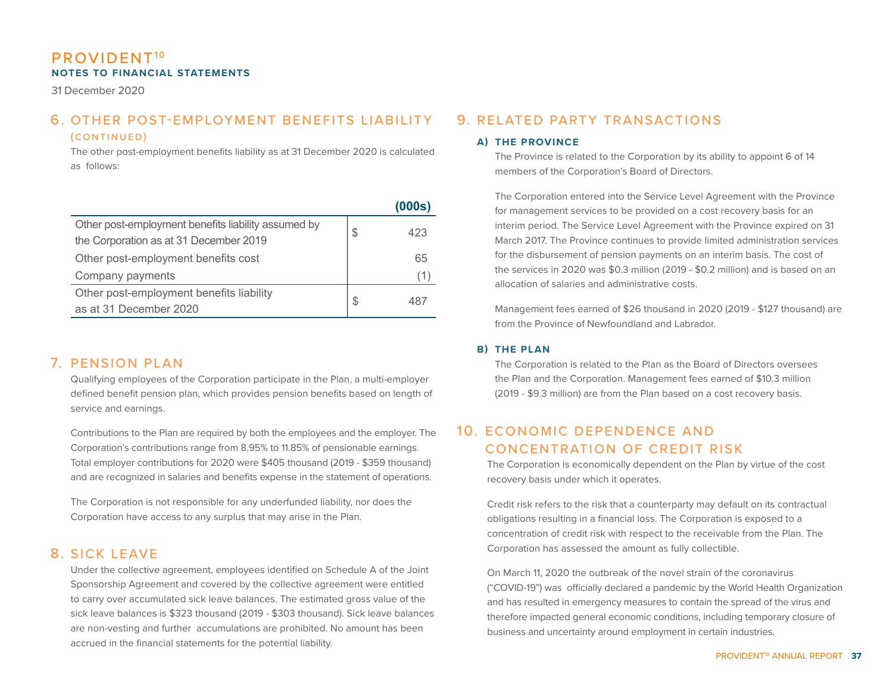# PROVIDENT[10]
**NOTES TO FINANCIAL STATEMENTS**

31 December 2020

## 6. OTHER POST-EMPLOYMENT BENEFITS LIABILITY (CONTINUED)

The other post-employment benefits liability as at 31 December 2020 is calculated as follows:

| | (000s) |
|---|---|
| Other post-employment benefits liability assumed by the Corporation as at 31 December 2019 | $ 423 |
| Other post-employment benefits cost | 65 |
| Company payments | (1) |
| Other post-employment benefits liability as at 31 December 2020 | $ 487 |

## 7. PENSION PLAN

Qualifying employees of the Corporation participate in the Plan, a multi-employer defined benefit pension plan, which provides pension benefits based on length of service and earnings.

Contributions to the Plan are required by both the employees and the employer. The Corporation's contributions range from 8.95% to 11.85% of pensionable earnings. Total employer contributions for 2020 were $405 thousand (2019 - $359 thousand) and are recognized in salaries and benefits expense in the statement of operations.

The Corporation is not responsible for any underfunded liability, nor does the Corporation have access to any surplus that may arise in the Plan.

## 8. SICK LEAVE

Under the collective agreement, employees identified on Schedule A of the Joint Sponsorship Agreement and covered by the collective agreement were entitled to carry over accumulated sick leave balances. The estimated gross value of the sick leave balances is $323 thousand (2019 - $303 thousand). Sick leave balances are non-vesting and further accumulations are prohibited. No amount has been accrued in the financial statements for the potential liability.

## 9. RELATED PARTY TRANSACTIONS

### A) THE PROVINCE

The Province is related to the Corporation by its ability to appoint 6 of 14 members of the Corporation's Board of Directors.

The Corporation entered into the Service Level Agreement with the Province for management services to be provided on a cost recovery basis for an interim period. The Service Level Agreement with the Province expired on 31 March 2017. The Province continues to provide limited administration services for the disbursement of pension payments on an interim basis. The cost of the services in 2020 was $0.3 million (2019 - $0.2 million) and is based on an allocation of salaries and administrative costs.

Management fees earned of $26 thousand in 2020 (2019 - $127 thousand) are from the Province of Newfoundland and Labrador.

### B) THE PLAN

The Corporation is related to the Plan as the Board of Directors oversees the Plan and the Corporation. Management fees earned of $10.3 million (2019 - $9.3 million) are from the Plan based on a cost recovery basis.

## 10. ECONOMIC DEPENDENCE AND CONCENTRATION OF CREDIT RISK

The Corporation is economically dependent on the Plan by virtue of the cost recovery basis under which it operates.

Credit risk refers to the risk that a counterparty may default on its contractual obligations resulting in a financial loss. The Corporation is exposed to a concentration of credit risk with respect to the receivable from the Plan. The Corporation has assessed the amount as fully collectible.

On March 11, 2020 the outbreak of the novel strain of the coronavirus ("COVID-19") was officially declared a pandemic by the World Health Organization and has resulted in emergency measures to contain the spread of the virus and therefore impacted general economic conditions, including temporary closure of business and uncertainty around employment in certain industries.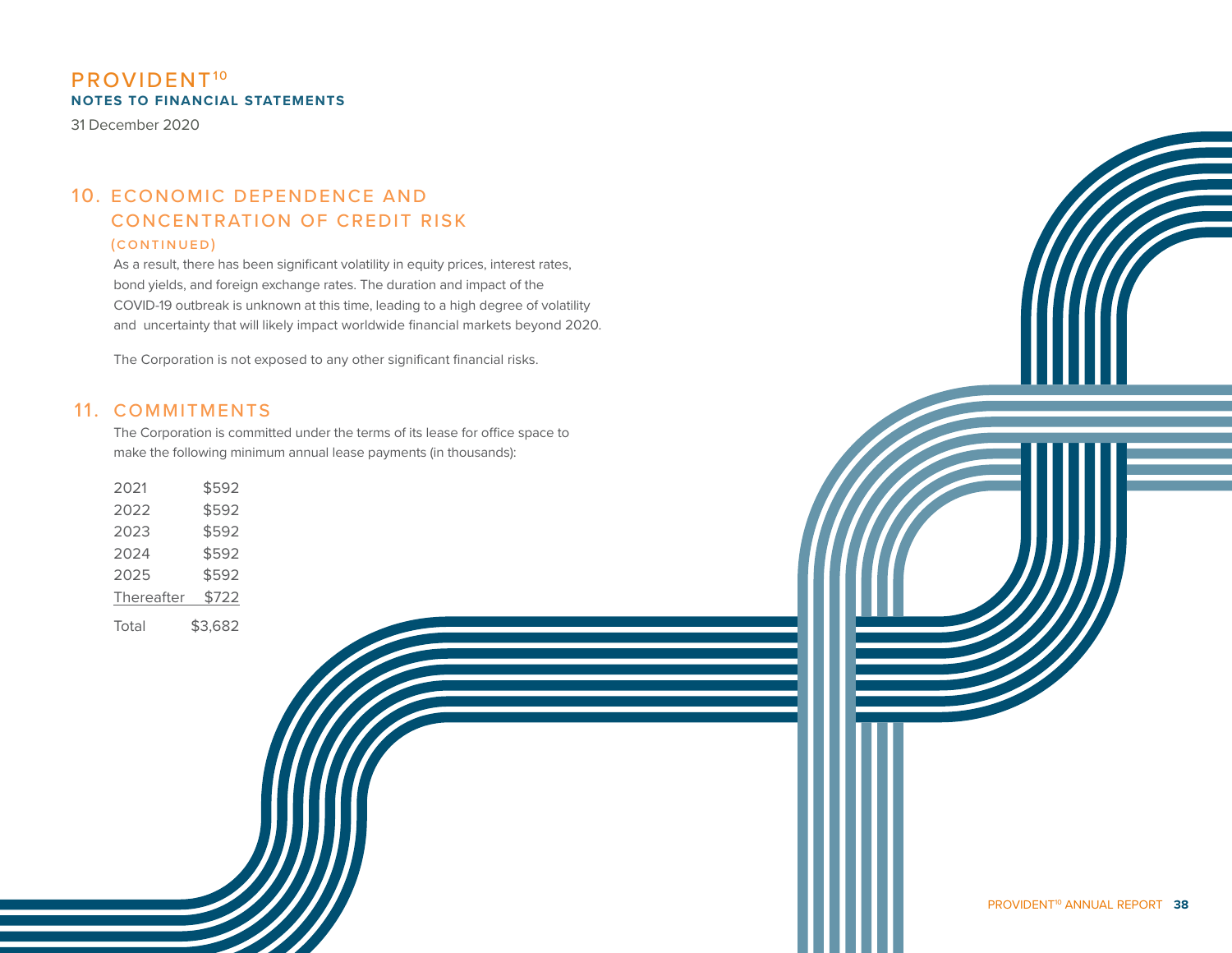## 10. ECONOMIC DEPENDENCE AND CONCENTRATION OF CREDIT RISK

### (CONTINUED)

As a result, there has been significant volatility in equity prices, interest rates, bond yields, and foreign exchange rates. The duration and impact of the COVID-19 outbreak is unknown at this time, leading to a high degree of volatility and uncertainty that will likely impact worldwide financial markets beyond 2020.

The Corporation is not exposed to any other significant financial risks.

## 11. COMMITMENTS

The Corporation is committed under the terms of its lease for office space to make the following minimum annual lease payments (in thousands):

| | |
|---|---|
| 2021 | $592 |
| 2022 | $592 |
| 2023 | $592 |
| 2024 | $592 |
| 2025 | $592 |
| Thereafter | $722 |
| Total | $3,682 |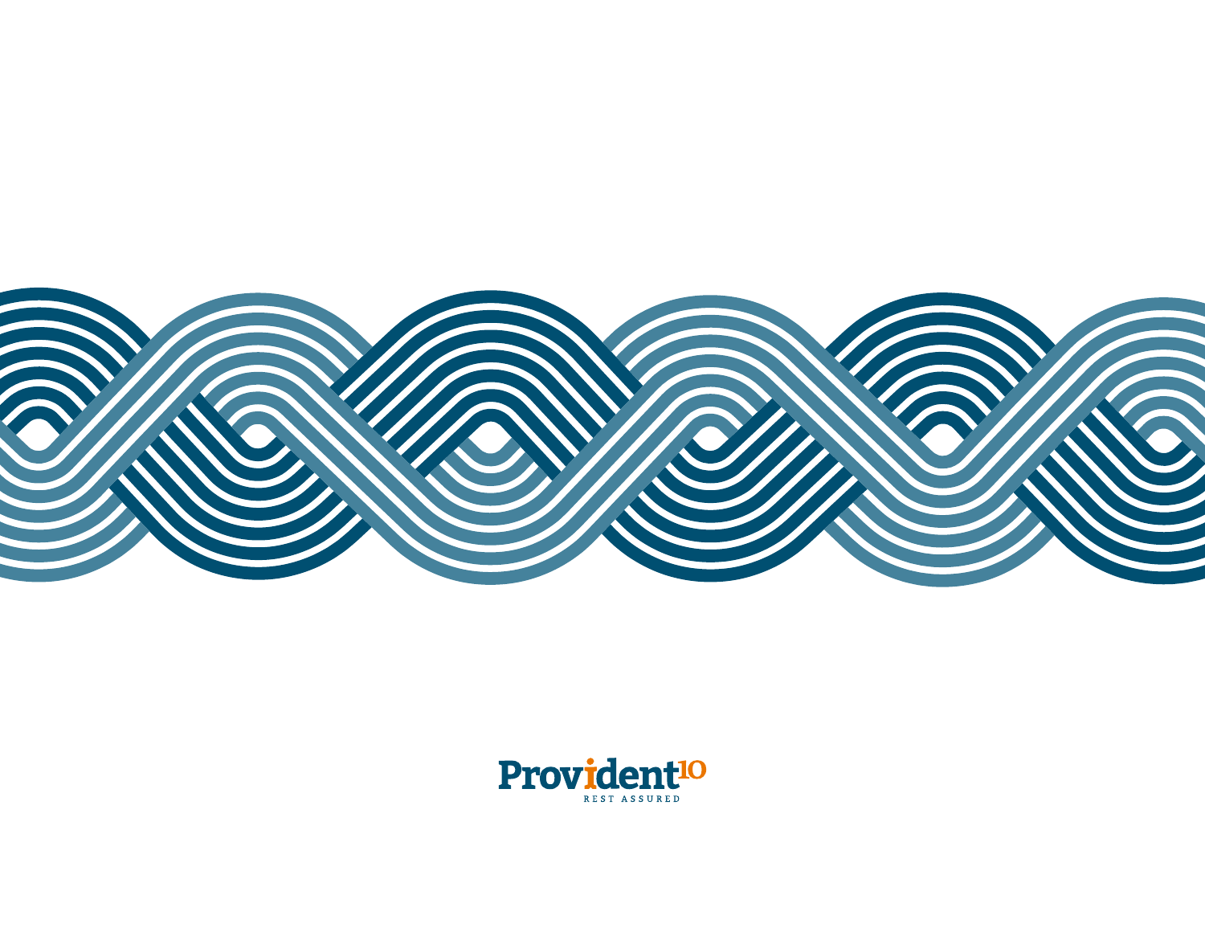Provident10

REST ASSURED